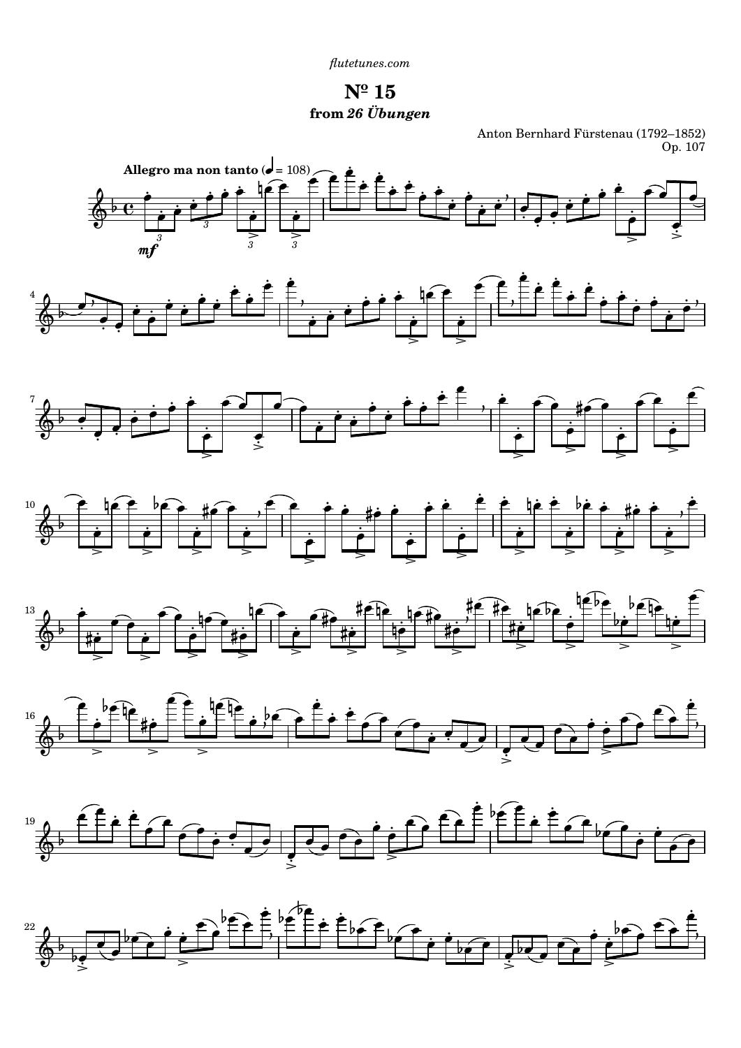flutetunes.com

# № 15

## from *26 Übungen*

Anton Bernhard Fürstenau (1792–1852)
Op. 107

**Allegro ma non tanto** (♩ = 108)

*mf*